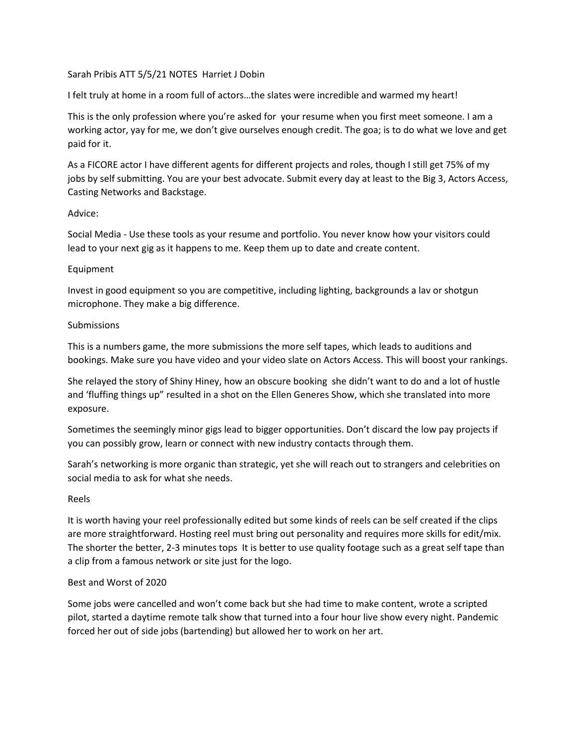Sarah Pribis ATT 5/5/21 NOTES  Harriet J Dobin

I felt truly at home in a room full of actors…the slates were incredible and warmed my heart!

This is the only profession where you're asked for  your resume when you first meet someone. I am a working actor, yay for me, we don't give ourselves enough credit. The goa; is to do what we love and get paid for it.

As a FICORE actor I have different agents for different projects and roles, though I still get 75% of my jobs by self submitting. You are your best advocate. Submit every day at least to the Big 3, Actors Access, Casting Networks and Backstage.

Advice:

Social Media - Use these tools as your resume and portfolio. You never know how your visitors could lead to your next gig as it happens to me. Keep them up to date and create content.

Equipment

Invest in good equipment so you are competitive, including lighting, backgrounds a lav or shotgun microphone. They make a big difference.

Submissions

This is a numbers game, the more submissions the more self tapes, which leads to auditions and bookings. Make sure you have video and your video slate on Actors Access. This will boost your rankings.

She relayed the story of Shiny Hiney, how an obscure booking  she didn't want to do and a lot of hustle and 'fluffing things up" resulted in a shot on the Ellen Generes Show, which she translated into more exposure.

Sometimes the seemingly minor gigs lead to bigger opportunities. Don't discard the low pay projects if you can possibly grow, learn or connect with new industry contacts through them.

Sarah's networking is more organic than strategic, yet she will reach out to strangers and celebrities on social media to ask for what she needs.

Reels

It is worth having your reel professionally edited but some kinds of reels can be self created if the clips are more straightforward. Hosting reel must bring out personality and requires more skills for edit/mix. The shorter the better, 2-3 minutes tops  It is better to use quality footage such as a great self tape than a clip from a famous network or site just for the logo.

Best and Worst of 2020

Some jobs were cancelled and won't come back but she had time to make content, wrote a scripted pilot, started a daytime remote talk show that turned into a four hour live show every night. Pandemic forced her out of side jobs (bartending) but allowed her to work on her art.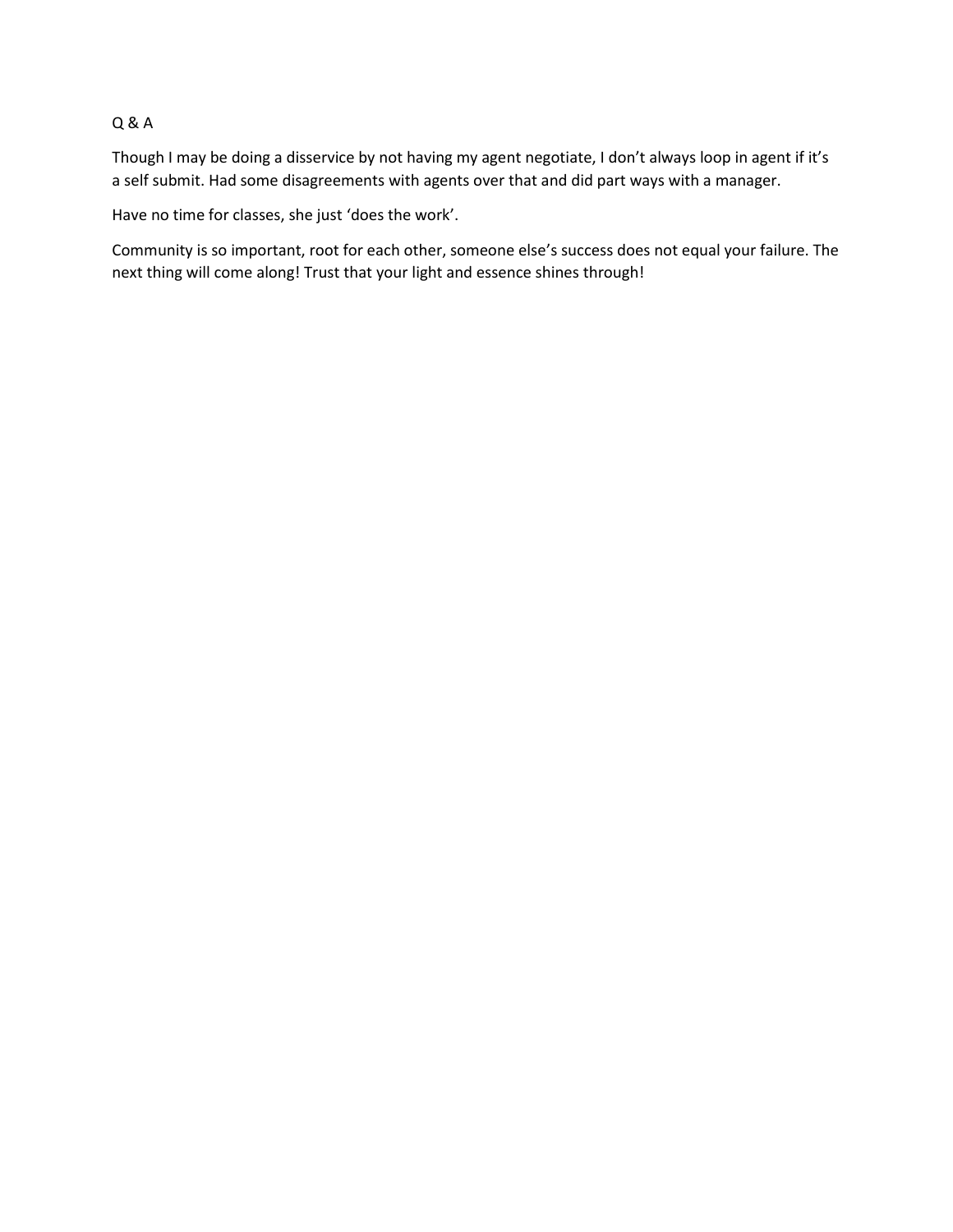Q & A

Though I may be doing a disservice by not having my agent negotiate, I don't always loop in agent if it's a self submit. Had some disagreements with agents over that and did part ways with a manager.

Have no time for classes, she just 'does the work'.

Community is so important, root for each other, someone else's success does not equal your failure. The next thing will come along! Trust that your light and essence shines through!